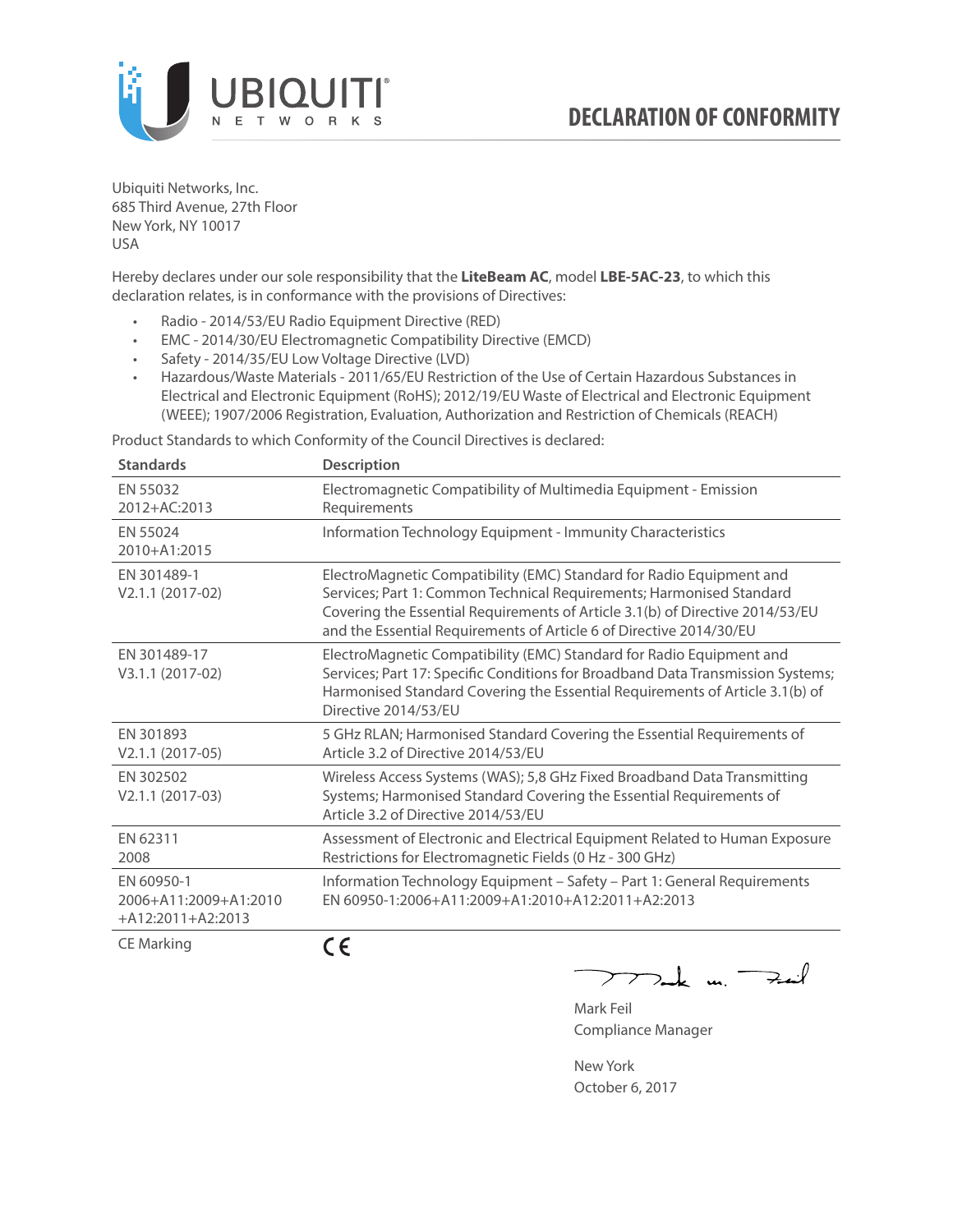# DECLARATION OF CONFORMITY

Ubiquiti Networks, Inc.
685 Third Avenue, 27th Floor
New York, NY 10017
USA

Hereby declares under our sole responsibility that the **LiteBeam AC**, model **LBE-5AC-23**, to which this declaration relates, is in conformance with the provisions of Directives:

- Radio - 2014/53/EU Radio Equipment Directive (RED)
- EMC - 2014/30/EU Electromagnetic Compatibility Directive (EMCD)
- Safety - 2014/35/EU Low Voltage Directive (LVD)
- Hazardous/Waste Materials - 2011/65/EU Restriction of the Use of Certain Hazardous Substances in Electrical and Electronic Equipment (RoHS); 2012/19/EU Waste of Electrical and Electronic Equipment (WEEE); 1907/2006 Registration, Evaluation, Authorization and Restriction of Chemicals (REACH)

Product Standards to which Conformity of the Council Directives is declared:

| Standards | Description |
|---|---|
| EN 55032 2012+AC:2013 | Electromagnetic Compatibility of Multimedia Equipment - Emission Requirements |
| EN 55024 2010+A1:2015 | Information Technology Equipment - Immunity Characteristics |
| EN 301489-1 V2.1.1 (2017-02) | ElectroMagnetic Compatibility (EMC) Standard for Radio Equipment and Services; Part 1: Common Technical Requirements; Harmonised Standard Covering the Essential Requirements of Article 3.1(b) of Directive 2014/53/EU and the Essential Requirements of Article 6 of Directive 2014/30/EU |
| EN 301489-17 V3.1.1 (2017-02) | ElectroMagnetic Compatibility (EMC) Standard for Radio Equipment and Services; Part 17: Specific Conditions for Broadband Data Transmission Systems; Harmonised Standard Covering the Essential Requirements of Article 3.1(b) of Directive 2014/53/EU |
| EN 301893 V2.1.1 (2017-05) | 5 GHz RLAN; Harmonised Standard Covering the Essential Requirements of Article 3.2 of Directive 2014/53/EU |
| EN 302502 V2.1.1 (2017-03) | Wireless Access Systems (WAS); 5,8 GHz Fixed Broadband Data Transmitting Systems; Harmonised Standard Covering the Essential Requirements of Article 3.2 of Directive 2014/53/EU |
| EN 62311 2008 | Assessment of Electronic and Electrical Equipment Related to Human Exposure Restrictions for Electromagnetic Fields (0 Hz - 300 GHz) |
| EN 60950-1 2006+A11:2009+A1:2010 +A12:2011+A2:2013 | Information Technology Equipment – Safety – Part 1: General Requirements EN 60950-1:2006+A11:2009+A1:2010+A12:2011+A2:2013 |
| CE Marking | CE |

Mark Feil
Compliance Manager

New York
October 6, 2017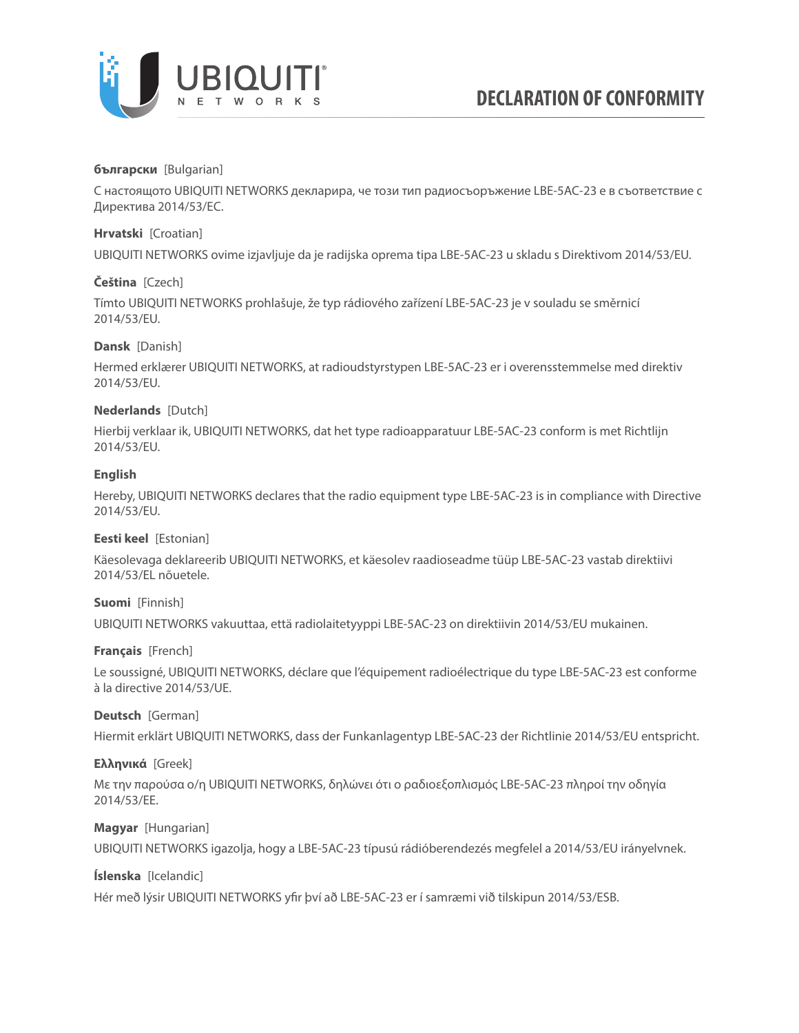# DECLARATION OF CONFORMITY

**български** [Bulgarian]

С настоящото UBIQUITI NETWORKS декларира, че този тип радиосъоръжение LBE-5AC-23 е в съответствие с Директива 2014/53/ЕС.

**Hrvatski** [Croatian]

UBIQUITI NETWORKS ovime izjavljuje da je radijska oprema tipa LBE-5AC-23 u skladu s Direktivom 2014/53/EU.

**Čeština** [Czech]

Tímto UBIQUITI NETWORKS prohlašuje, že typ rádiového zařízení LBE-5AC-23 je v souladu se směrnicí 2014/53/EU.

**Dansk** [Danish]

Hermed erklærer UBIQUITI NETWORKS, at radioudstyrstypen LBE-5AC-23 er i overensstemmelse med direktiv 2014/53/EU.

**Nederlands** [Dutch]

Hierbij verklaar ik, UBIQUITI NETWORKS, dat het type radioapparatuur LBE-5AC-23 conform is met Richtlijn 2014/53/EU.

**English**

Hereby, UBIQUITI NETWORKS declares that the radio equipment type LBE-5AC-23 is in compliance with Directive 2014/53/EU.

**Eesti keel** [Estonian]

Käesolevaga deklareerib UBIQUITI NETWORKS, et käesolev raadioseadme tüüp LBE-5AC-23 vastab direktiivi 2014/53/EL nõuetele.

**Suomi** [Finnish]

UBIQUITI NETWORKS vakuuttaa, että radiolaitetyyppi LBE-5AC-23 on direktiivin 2014/53/EU mukainen.

**Français** [French]

Le soussigné, UBIQUITI NETWORKS, déclare que l'équipement radioélectrique du type LBE-5AC-23 est conforme à la directive 2014/53/UE.

**Deutsch** [German]

Hiermit erklärt UBIQUITI NETWORKS, dass der Funkanlagentyp LBE-5AC-23 der Richtlinie 2014/53/EU entspricht.

**Ελληνικά** [Greek]

Με την παρούσα ο/η UBIQUITI NETWORKS, δηλώνει ότι ο ραδιοεξοπλισμός LBE-5AC-23 πληροί την οδηγία 2014/53/ΕΕ.

**Magyar** [Hungarian]

UBIQUITI NETWORKS igazolja, hogy a LBE-5AC-23 típusú rádióberendezés megfelel a 2014/53/EU irányelvnek.

**Íslenska** [Icelandic]

Hér með lýsir UBIQUITI NETWORKS yfir því að LBE-5AC-23 er í samræmi við tilskipun 2014/53/ESB.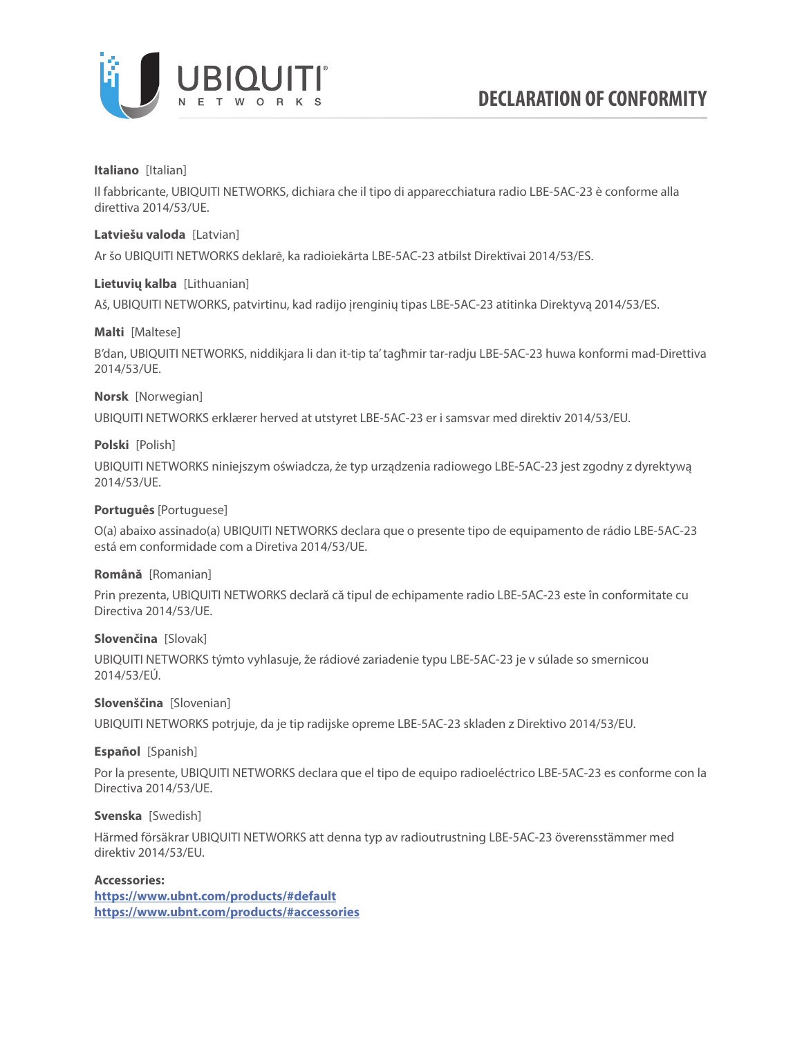**Italiano** [Italian]

Il fabbricante, UBIQUITI NETWORKS, dichiara che il tipo di apparecchiatura radio LBE-5AC-23 è conforme alla direttiva 2014/53/UE.

**Latviešu valoda** [Latvian]

Ar šo UBIQUITI NETWORKS deklarē, ka radioiekārta LBE-5AC-23 atbilst Direktīvai 2014/53/ES.

**Lietuvių kalba** [Lithuanian]

Aš, UBIQUITI NETWORKS, patvirtinu, kad radijo įrenginių tipas LBE-5AC-23 atitinka Direktyvą 2014/53/ES.

**Malti** [Maltese]

B'dan, UBIQUITI NETWORKS, niddikjara li dan it-tip ta' tagħmir tar-radju LBE-5AC-23 huwa konformi mad-Direttiva 2014/53/UE.

**Norsk** [Norwegian]

UBIQUITI NETWORKS erklærer herved at utstyret LBE-5AC-23 er i samsvar med direktiv 2014/53/EU.

**Polski** [Polish]

UBIQUITI NETWORKS niniejszym oświadcza, że typ urządzenia radiowego LBE-5AC-23 jest zgodny z dyrektywą 2014/53/UE.

**Português** [Portuguese]

O(a) abaixo assinado(a) UBIQUITI NETWORKS declara que o presente tipo de equipamento de rádio LBE-5AC-23 está em conformidade com a Diretiva 2014/53/UE.

**Română** [Romanian]

Prin prezenta, UBIQUITI NETWORKS declară că tipul de echipamente radio LBE-5AC-23 este în conformitate cu Directiva 2014/53/UE.

**Slovenčina** [Slovak]

UBIQUITI NETWORKS týmto vyhlasuje, že rádiové zariadenie typu LBE-5AC-23 je v súlade so smernicou 2014/53/EÚ.

**Slovenščina** [Slovenian]

UBIQUITI NETWORKS potrjuje, da je tip radijske opreme LBE-5AC-23 skladen z Direktivo 2014/53/EU.

**Español** [Spanish]

Por la presente, UBIQUITI NETWORKS declara que el tipo de equipo radioeléctrico LBE-5AC-23 es conforme con la Directiva 2014/53/UE.

**Svenska** [Swedish]

Härmed försäkrar UBIQUITI NETWORKS att denna typ av radioutrustning LBE-5AC-23 överensstämmer med direktiv 2014/53/EU.

**Accessories:**
**https://www.ubnt.com/products/#default**
**https://www.ubnt.com/products/#accessories**